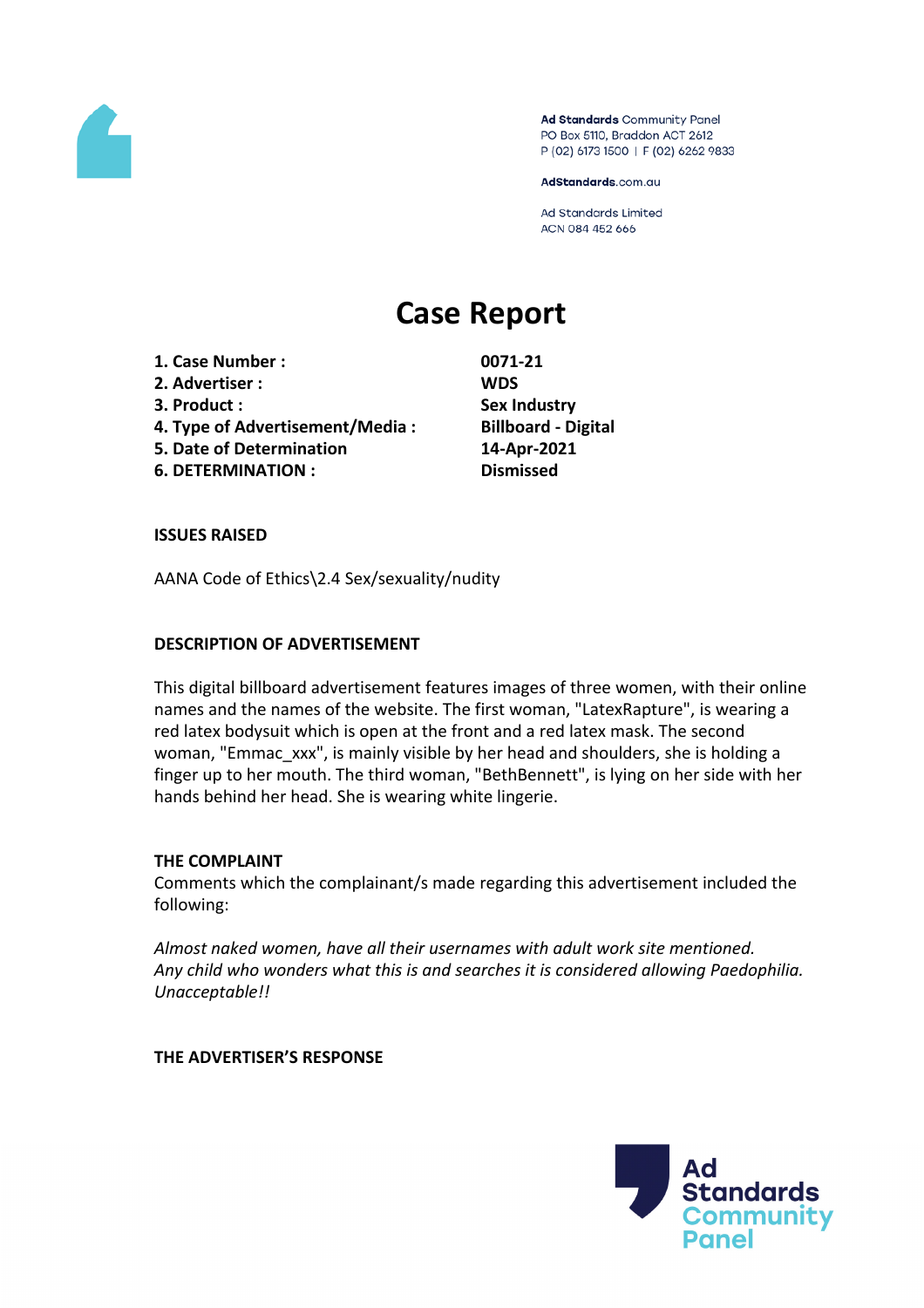Ad Standards Community Panel
PO Box 5110, Braddon ACT 2612
P (02) 6173 1500 | F (02) 6262 9833

AdStandards.com.au

Ad Standards Limited
ACN 084 452 666

# Case Report

| | |
|---|---|
| **1. Case Number :** | **0071-21** |
| **2. Advertiser :** | **WDS** |
| **3. Product :** | **Sex Industry** |
| **4. Type of Advertisement/Media :** | **Billboard - Digital** |
| **5. Date of Determination** | **14-Apr-2021** |
| **6. DETERMINATION :** | **Dismissed** |

**ISSUES RAISED**

AANA Code of Ethics\2.4 Sex/sexuality/nudity

**DESCRIPTION OF ADVERTISEMENT**

This digital billboard advertisement features images of three women, with their online names and the names of the website. The first woman, "LatexRapture", is wearing a red latex bodysuit which is open at the front and a red latex mask. The second woman, "Emmac_xxx", is mainly visible by her head and shoulders, she is holding a finger up to her mouth. The third woman, "BethBennett", is lying on her side with her hands behind her head. She is wearing white lingerie.

**THE COMPLAINT**

Comments which the complainant/s made regarding this advertisement included the following:

*Almost naked women, have all their usernames with adult work site mentioned. Any child who wonders what this is and searches it is considered allowing Paedophilia. Unacceptable!!*

**THE ADVERTISER'S RESPONSE**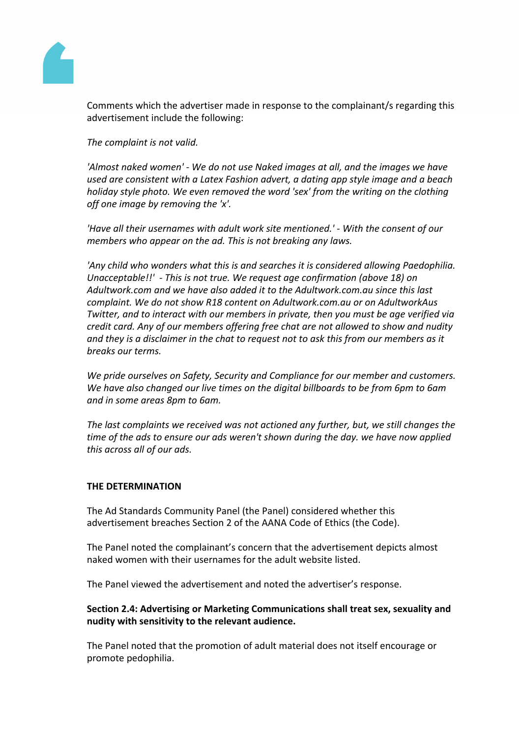Comments which the advertiser made in response to the complainant/s regarding this advertisement include the following:

*The complaint is not valid.*

*'Almost naked women' - We do not use Naked images at all, and the images we have used are consistent with a Latex Fashion advert, a dating app style image and a beach holiday style photo. We even removed the word 'sex' from the writing on the clothing off one image by removing the 'x'.*

*'Have all their usernames with adult work site mentioned.' - With the consent of our members who appear on the ad. This is not breaking any laws.*

*'Any child who wonders what this is and searches it is considered allowing Paedophilia. Unacceptable!!' - This is not true. We request age confirmation (above 18) on Adultwork.com and we have also added it to the Adultwork.com.au since this last complaint. We do not show R18 content on Adultwork.com.au or on AdultworkAus Twitter, and to interact with our members in private, then you must be age verified via credit card. Any of our members offering free chat are not allowed to show and nudity and they is a disclaimer in the chat to request not to ask this from our members as it breaks our terms.*

*We pride ourselves on Safety, Security and Compliance for our member and customers. We have also changed our live times on the digital billboards to be from 6pm to 6am and in some areas 8pm to 6am.*

*The last complaints we received was not actioned any further, but, we still changes the time of the ads to ensure our ads weren't shown during the day. we have now applied this across all of our ads.*

**THE DETERMINATION**

The Ad Standards Community Panel (the Panel) considered whether this advertisement breaches Section 2 of the AANA Code of Ethics (the Code).

The Panel noted the complainant's concern that the advertisement depicts almost naked women with their usernames for the adult website listed.

The Panel viewed the advertisement and noted the advertiser's response.

**Section 2.4: Advertising or Marketing Communications shall treat sex, sexuality and nudity with sensitivity to the relevant audience.**

The Panel noted that the promotion of adult material does not itself encourage or promote pedophilia.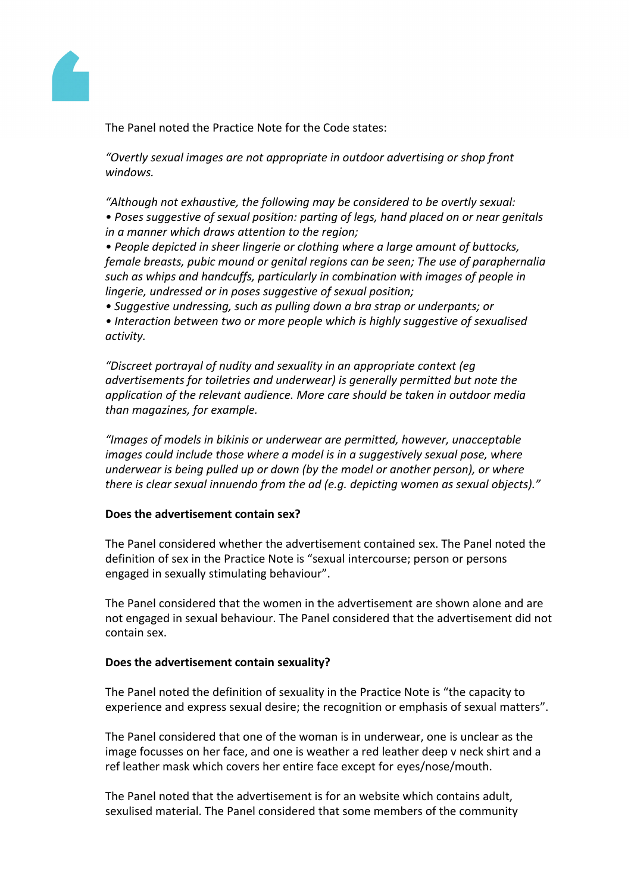The Panel noted the Practice Note for the Code states:

*"Overtly sexual images are not appropriate in outdoor advertising or shop front windows.*

*"Although not exhaustive, the following may be considered to be overtly sexual:*
*• Poses suggestive of sexual position: parting of legs, hand placed on or near genitals in a manner which draws attention to the region;*
*• People depicted in sheer lingerie or clothing where a large amount of buttocks, female breasts, pubic mound or genital regions can be seen; The use of paraphernalia such as whips and handcuffs, particularly in combination with images of people in lingerie, undressed or in poses suggestive of sexual position;*
*• Suggestive undressing, such as pulling down a bra strap or underpants; or*
*• Interaction between two or more people which is highly suggestive of sexualised activity.*

*"Discreet portrayal of nudity and sexuality in an appropriate context (eg advertisements for toiletries and underwear) is generally permitted but note the application of the relevant audience. More care should be taken in outdoor media than magazines, for example.*

*"Images of models in bikinis or underwear are permitted, however, unacceptable images could include those where a model is in a suggestively sexual pose, where underwear is being pulled up or down (by the model or another person), or where there is clear sexual innuendo from the ad (e.g. depicting women as sexual objects)."*

**Does the advertisement contain sex?**

The Panel considered whether the advertisement contained sex. The Panel noted the definition of sex in the Practice Note is "sexual intercourse; person or persons engaged in sexually stimulating behaviour".

The Panel considered that the women in the advertisement are shown alone and are not engaged in sexual behaviour. The Panel considered that the advertisement did not contain sex.

**Does the advertisement contain sexuality?**

The Panel noted the definition of sexuality in the Practice Note is "the capacity to experience and express sexual desire; the recognition or emphasis of sexual matters".

The Panel considered that one of the woman is in underwear, one is unclear as the image focusses on her face, and one is weather a red leather deep v neck shirt and a ref leather mask which covers her entire face except for eyes/nose/mouth.

The Panel noted that the advertisement is for an website which contains adult, sexulised material. The Panel considered that some members of the community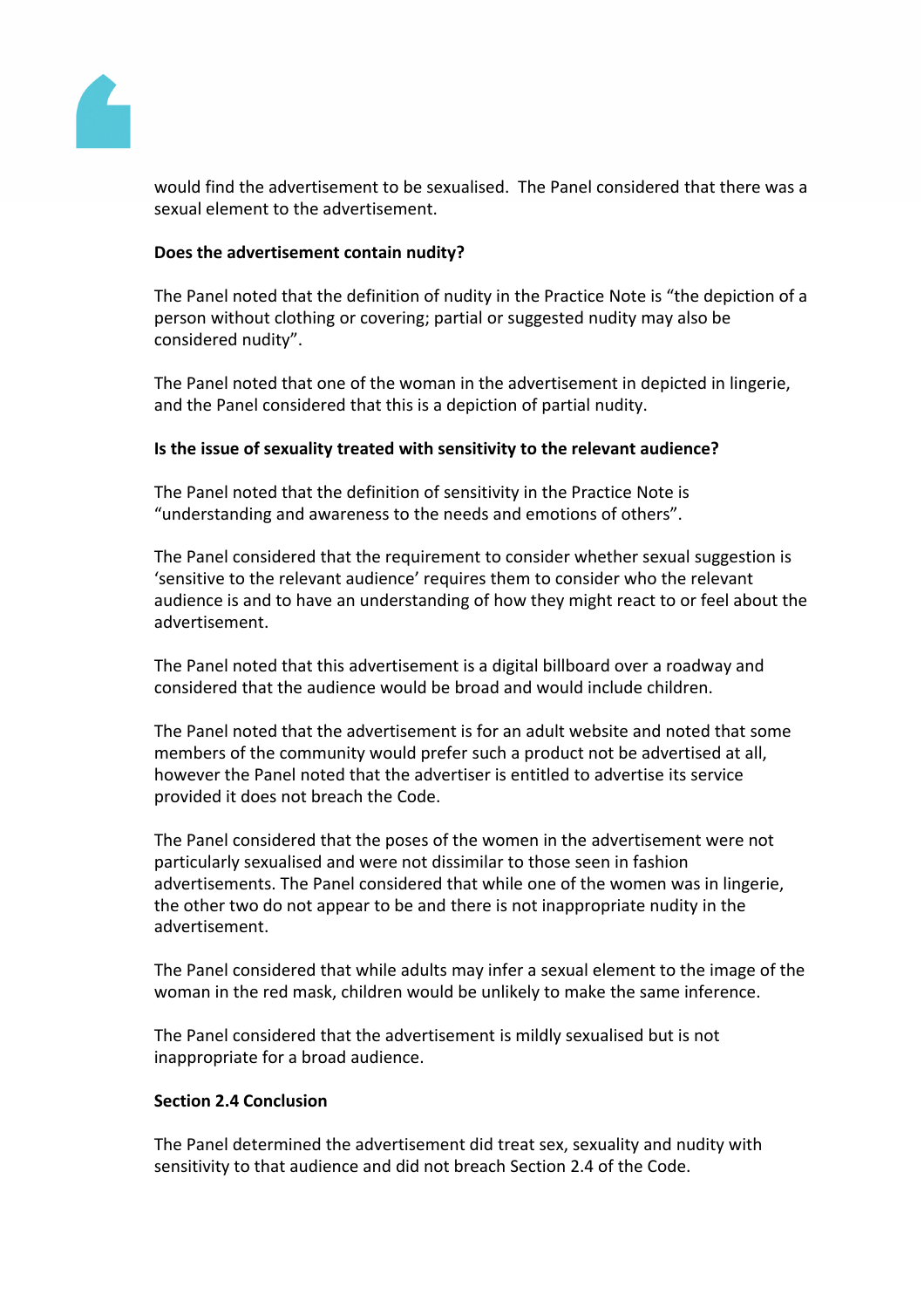would find the advertisement to be sexualised. The Panel considered that there was a sexual element to the advertisement.

**Does the advertisement contain nudity?**

The Panel noted that the definition of nudity in the Practice Note is "the depiction of a person without clothing or covering; partial or suggested nudity may also be considered nudity".

The Panel noted that one of the woman in the advertisement in depicted in lingerie, and the Panel considered that this is a depiction of partial nudity.

**Is the issue of sexuality treated with sensitivity to the relevant audience?**

The Panel noted that the definition of sensitivity in the Practice Note is "understanding and awareness to the needs and emotions of others".

The Panel considered that the requirement to consider whether sexual suggestion is 'sensitive to the relevant audience' requires them to consider who the relevant audience is and to have an understanding of how they might react to or feel about the advertisement.

The Panel noted that this advertisement is a digital billboard over a roadway and considered that the audience would be broad and would include children.

The Panel noted that the advertisement is for an adult website and noted that some members of the community would prefer such a product not be advertised at all, however the Panel noted that the advertiser is entitled to advertise its service provided it does not breach the Code.

The Panel considered that the poses of the women in the advertisement were not particularly sexualised and were not dissimilar to those seen in fashion advertisements. The Panel considered that while one of the women was in lingerie, the other two do not appear to be and there is not inappropriate nudity in the advertisement.

The Panel considered that while adults may infer a sexual element to the image of the woman in the red mask, children would be unlikely to make the same inference.

The Panel considered that the advertisement is mildly sexualised but is not inappropriate for a broad audience.

**Section 2.4 Conclusion**

The Panel determined the advertisement did treat sex, sexuality and nudity with sensitivity to that audience and did not breach Section 2.4 of the Code.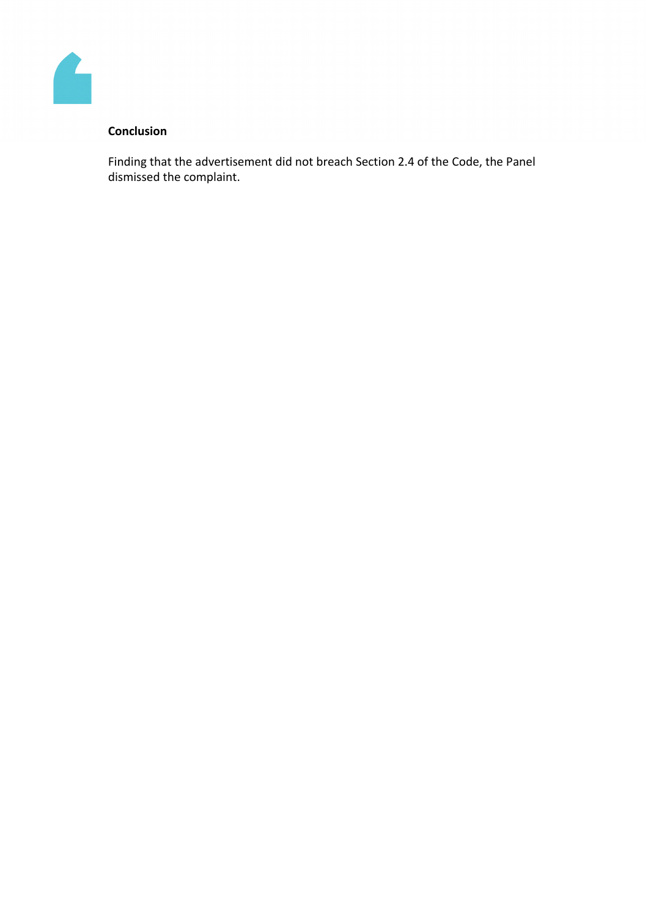**Conclusion**

Finding that the advertisement did not breach Section 2.4 of the Code, the Panel dismissed the complaint.